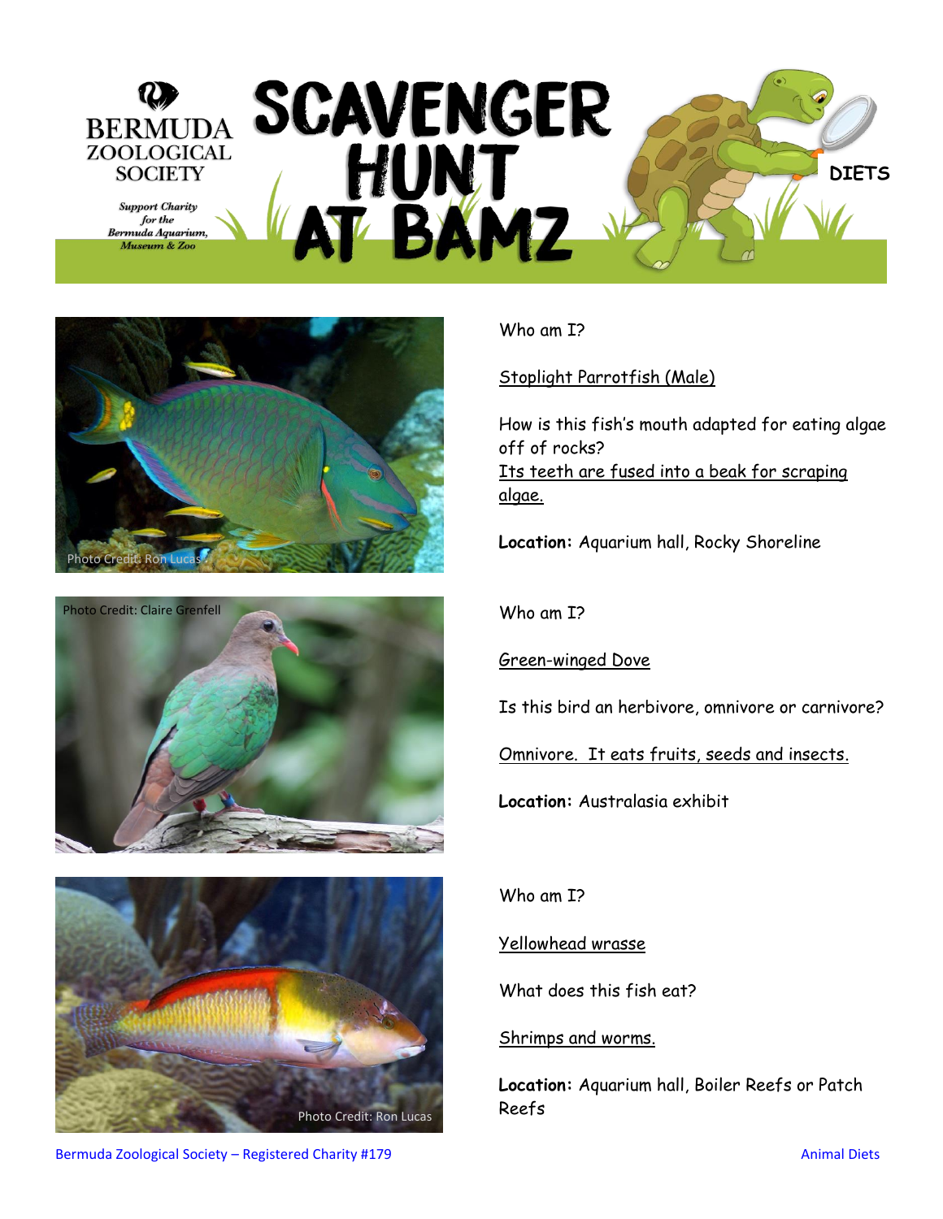# BERMUDA ZOOLOGICAL SOCIETY

*Support Charity for the Bermuda Aquarium, Museum & Zoo*

# SCAVENGER HUNT AT BAMZ

**DIETS**

Photo Credit: Ron Lucas

Who am I?

Stoplight Parrotfish (Male)

How is this fish's mouth adapted for eating algae off of rocks?
Its teeth are fused into a beak for scraping algae.

**Location:** Aquarium hall, Rocky Shoreline

Photo Credit: Claire Grenfell

Who am I?

Green-winged Dove

Is this bird an herbivore, omnivore or carnivore?

Omnivore. It eats fruits, seeds and insects.

**Location:** Australasia exhibit

Photo Credit: Ron Lucas

Who am I?

Yellowhead wrasse

What does this fish eat?

Shrimps and worms.

**Location:** Aquarium hall, Boiler Reefs or Patch Reefs

Bermuda Zoological Society – Registered Charity #179

Animal Diets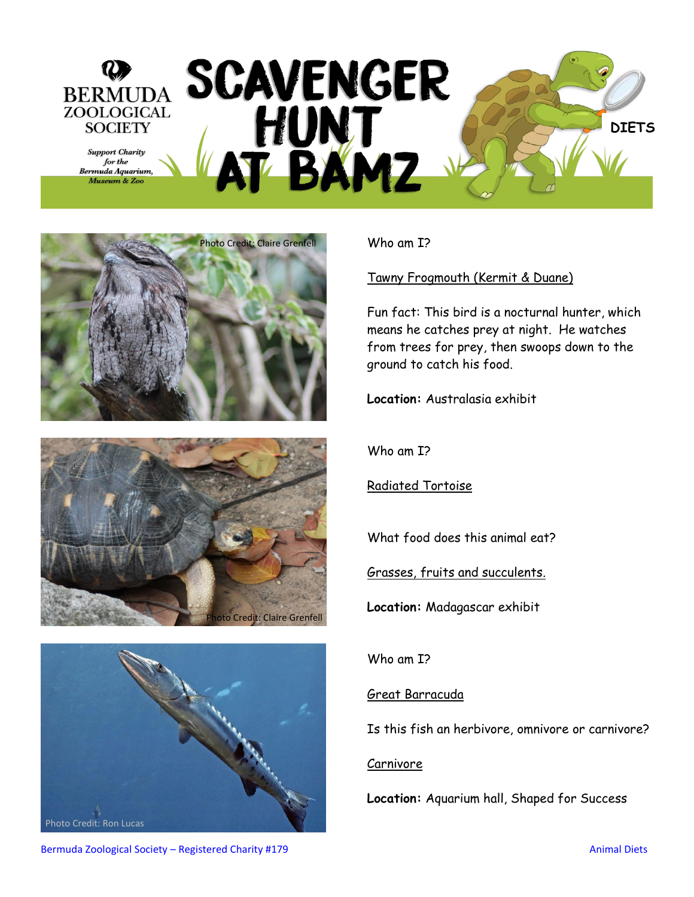# SCAVENGER HUNT AT BAMZ

BERMUDA ZOOLOGICAL SOCIETY

*Support Charity for the Bermuda Aquarium, Museum & Zoo*

**DIETS**

Photo Credit: Claire Grenfell

Who am I?

Tawny Frogmouth (Kermit & Duane)

Fun fact: This bird is a nocturnal hunter, which means he catches prey at night. He watches from trees for prey, then swoops down to the ground to catch his food.

**Location:** Australasia exhibit

Photo Credit: Claire Grenfell

Who am I?

Radiated Tortoise

What food does this animal eat?

Grasses, fruits and succulents.

**Location:** Madagascar exhibit

Photo Credit: Ron Lucas

Who am I?

Great Barracuda

Is this fish an herbivore, omnivore or carnivore?

Carnivore

**Location:** Aquarium hall, Shaped for Success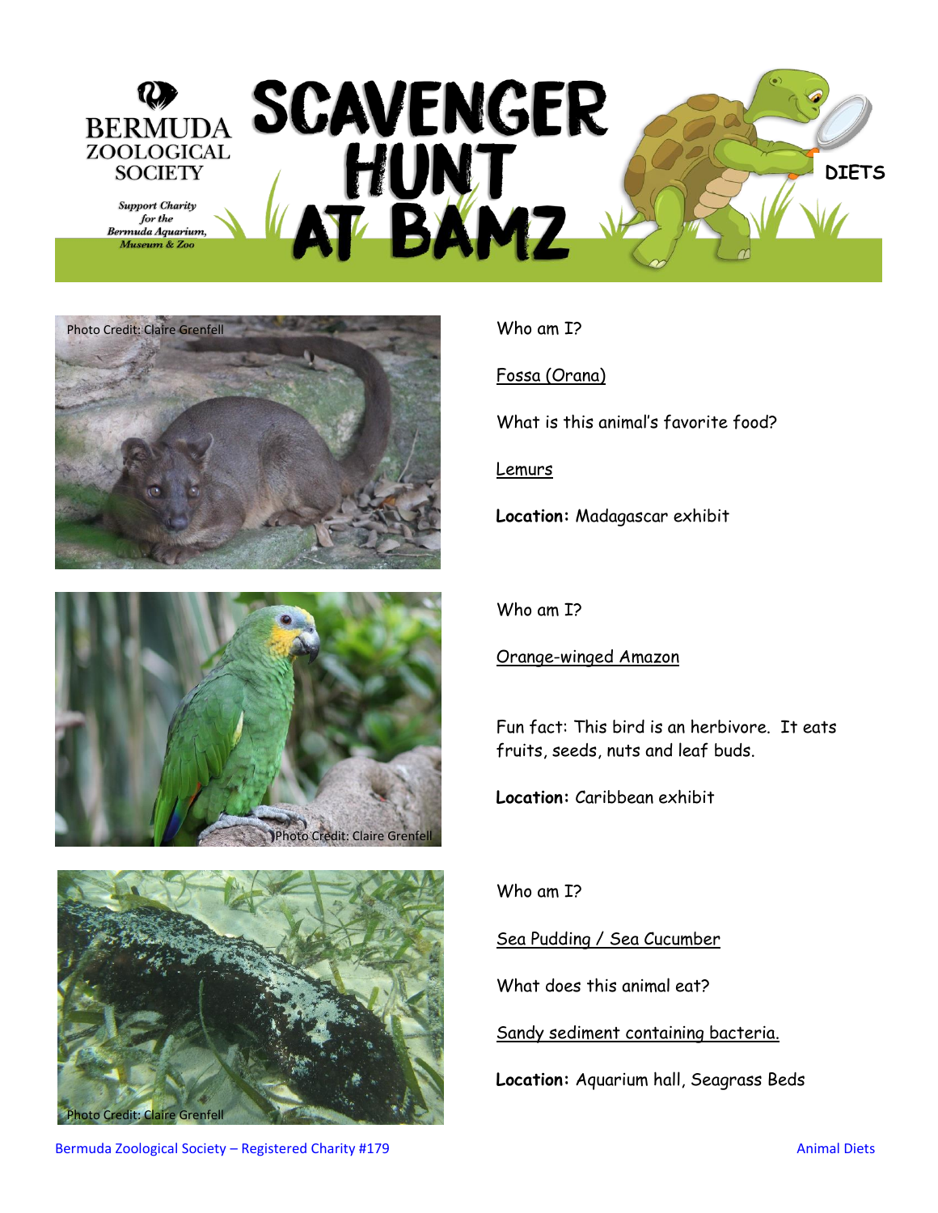# SCAVENGER HUNT AT BAMZ

**DIETS**

BERMUDA ZOOLOGICAL SOCIETY

*Support Charity for the Bermuda Aquarium, Museum & Zoo*

Photo Credit: Claire Grenfell

Who am I?

Fossa (Orana)

What is this animal's favorite food?

Lemurs

**Location:** Madagascar exhibit

Photo Credit: Claire Grenfell

Who am I?

Orange-winged Amazon

Fun fact: This bird is an herbivore. It eats fruits, seeds, nuts and leaf buds.

**Location:** Caribbean exhibit

Photo Credit: Claire Grenfell

Who am I?

Sea Pudding / Sea Cucumber

What does this animal eat?

Sandy sediment containing bacteria.

**Location:** Aquarium hall, Seagrass Beds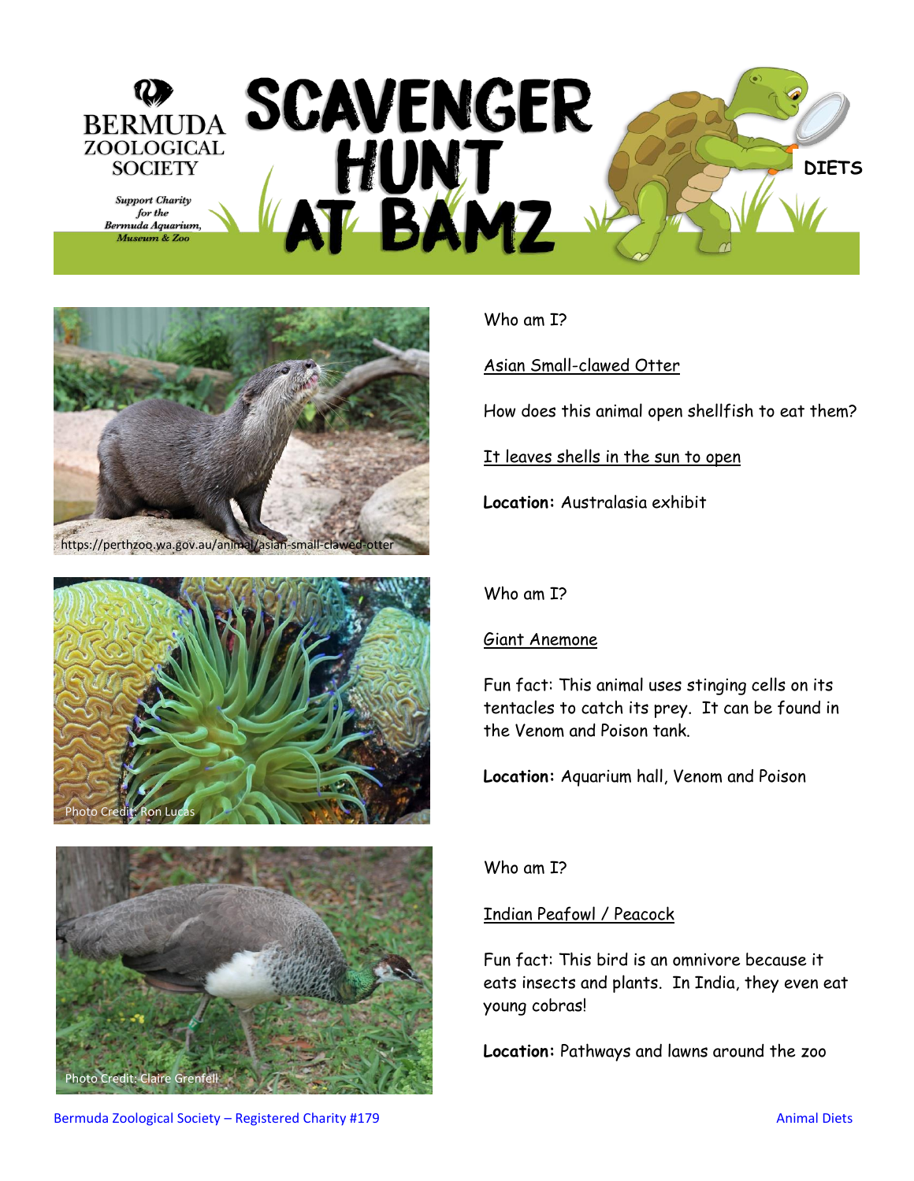# SCAVENGER HUNT AT BAMZ

BERMUDA ZOOLOGICAL SOCIETY

*Support Charity for the Bermuda Aquarium, Museum & Zoo*

**DIETS**

https://perthzoo.wa.gov.au/animal/asian-small-clawed-otter

Who am I?

Asian Small-clawed Otter

How does this animal open shellfish to eat them?

It leaves shells in the sun to open

**Location:** Australasia exhibit

Photo Credit: Ron Lucas

Who am I?

Giant Anemone

Fun fact: This animal uses stinging cells on its tentacles to catch its prey. It can be found in the Venom and Poison tank.

**Location:** Aquarium hall, Venom and Poison

Photo Credit: Claire Grenfell

Who am I?

Indian Peafowl / Peacock

Fun fact: This bird is an omnivore because it eats insects and plants. In India, they even eat young cobras!

**Location:** Pathways and lawns around the zoo